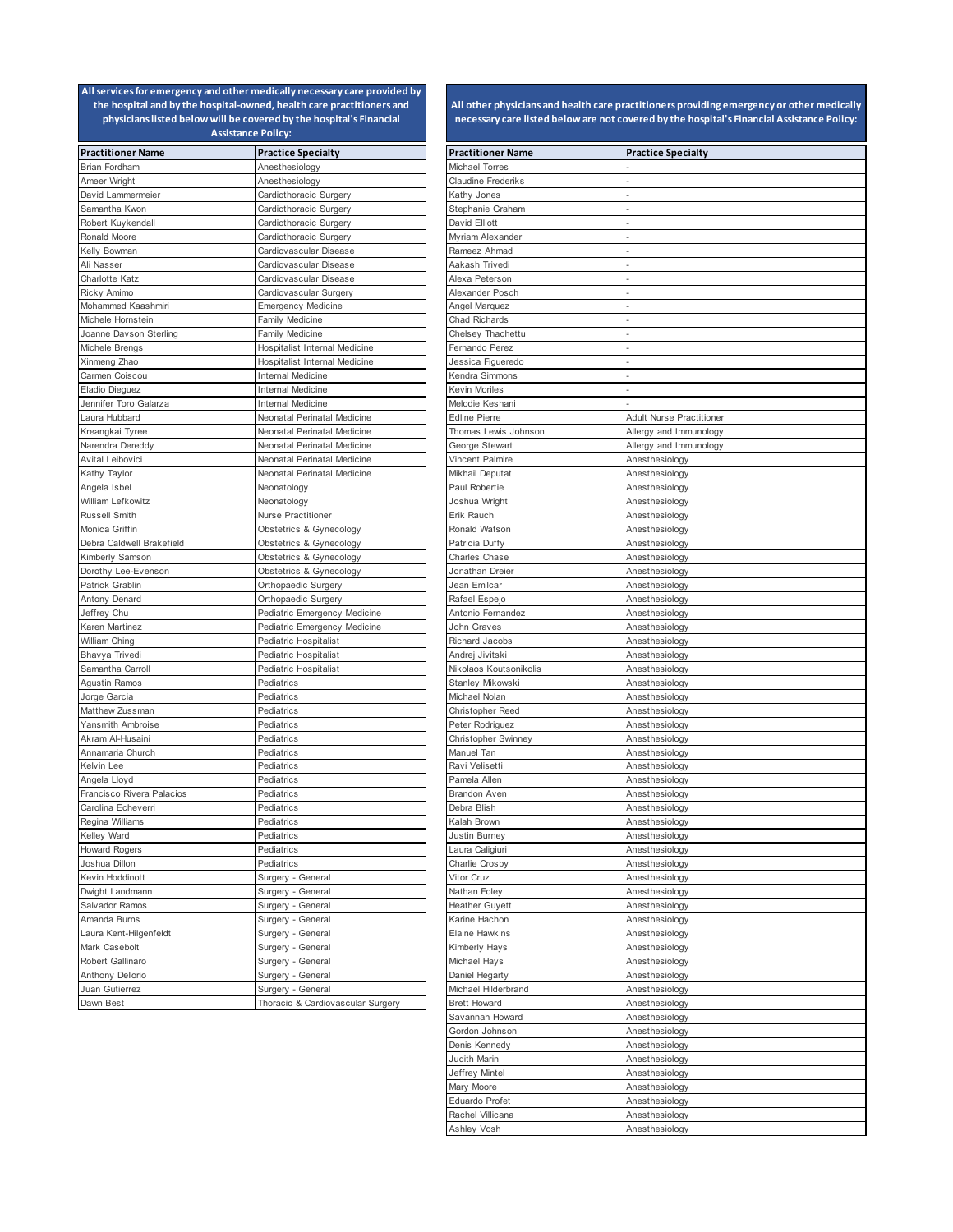**All services for emergency and other medically necessary care provided by the hospital and by the hospital-owned, health care practitioners and physicians listed below will be covered by the hospital's Financial Assistance Policy:**

| Practitioner Name | Practice Specialty |
|---|---|
| Brian Fordham | Anesthesiology |
| Ameer Wright | Anesthesiology |
| David Lammermeier | Cardiothoracic Surgery |
| Samantha Kwon | Cardiothoracic Surgery |
| Robert Kuykendall | Cardiothoracic Surgery |
| Ronald Moore | Cardiothoracic Surgery |
| Kelly Bowman | Cardiovascular Disease |
| Ali Nasser | Cardiovascular Disease |
| Charlotte Katz | Cardiovascular Disease |
| Ricky Amimo | Cardiovascular Surgery |
| Mohammed Kaashmiri | Emergency Medicine |
| Michele Hornstein | Family Medicine |
| Joanne Davson Sterling | Family Medicine |
| Michele Brengs | Hospitalist Internal Medicine |
| Xinmeng Zhao | Hospitalist Internal Medicine |
| Carmen Coiscou | Internal Medicine |
| Eladio Dieguez | Internal Medicine |
| Jennifer Toro Galarza | Internal Medicine |
| Laura Hubbard | Neonatal Perinatal Medicine |
| Kreangkai Tyree | Neonatal Perinatal Medicine |
| Narendra Dereddy | Neonatal Perinatal Medicine |
| Avital Leibovici | Neonatal Perinatal Medicine |
| Kathy Taylor | Neonatal Perinatal Medicine |
| Angela Isbel | Neonatology |
| William Lefkowitz | Neonatology |
| Russell Smith | Nurse Practitioner |
| Monica Griffin | Obstetrics & Gynecology |
| Debra Caldwell Brakefield | Obstetrics & Gynecology |
| Kimberly Samson | Obstetrics & Gynecology |
| Dorothy Lee-Evenson | Obstetrics & Gynecology |
| Patrick Grablin | Orthopaedic Surgery |
| Antony Denard | Orthopaedic Surgery |
| Jeffrey Chu | Pediatric Emergency Medicine |
| Karen Martinez | Pediatric Emergency Medicine |
| William Ching | Pediatric Hospitalist |
| Bhavya Trivedi | Pediatric Hospitalist |
| Samantha Carroll | Pediatric Hospitalist |
| Agustin Ramos | Pediatrics |
| Jorge Garcia | Pediatrics |
| Matthew Zussman | Pediatrics |
| Yansmith Ambroise | Pediatrics |
| Akram Al-Husaini | Pediatrics |
| Annamaria Church | Pediatrics |
| Kelvin Lee | Pediatrics |
| Angela Lloyd | Pediatrics |
| Francisco Rivera Palacios | Pediatrics |
| Carolina Echeverri | Pediatrics |
| Regina Williams | Pediatrics |
| Kelley Ward | Pediatrics |
| Howard Rogers | Pediatrics |
| Joshua Dillon | Pediatrics |
| Kevin Hoddinott | Surgery - General |
| Dwight Landmann | Surgery - General |
| Salvador Ramos | Surgery - General |
| Amanda Burns | Surgery - General |
| Laura Kent-Hilgenfeldt | Surgery - General |
| Mark Casebolt | Surgery - General |
| Robert Gallinaro | Surgery - General |
| Anthony Delorio | Surgery - General |
| Juan Gutierrez | Surgery - General |
| Dawn Best | Thoracic & Cardiovascular Surgery |

**All other physicians and health care practitioners providing emergency or other medically necessary care listed below are not covered by the hospital's Financial Assistance Policy:**

| Practitioner Name | Practice Specialty |
|---|---|
| Michael Torres | - |
| Claudine Frederiks | - |
| Kathy Jones | - |
| Stephanie Graham | - |
| David Elliott | - |
| Myriam Alexander | - |
| Rameez Ahmad | - |
| Aakash Trivedi | - |
| Alexa Peterson | - |
| Alexander Posch | - |
| Angel Marquez | - |
| Chad Richards | - |
| Chelsey Thachettu | - |
| Fernando Perez | - |
| Jessica Figueredo | - |
| Kendra Simmons | - |
| Kevin Moriles | - |
| Melodie Keshani | - |
| Edline Pierre | Adult Nurse Practitioner |
| Thomas Lewis Johnson | Allergy and Immunology |
| George Stewart | Allergy and Immunology |
| Vincent Palmire | Anesthesiology |
| Mikhail Deputat | Anesthesiology |
| Paul Robertie | Anesthesiology |
| Joshua Wright | Anesthesiology |
| Erik Rauch | Anesthesiology |
| Ronald Watson | Anesthesiology |
| Patricia Duffy | Anesthesiology |
| Charles Chase | Anesthesiology |
| Jonathan Dreier | Anesthesiology |
| Jean Emilcar | Anesthesiology |
| Rafael Espejo | Anesthesiology |
| Antonio Fernandez | Anesthesiology |
| John Graves | Anesthesiology |
| Richard Jacobs | Anesthesiology |
| Andrej Jivitski | Anesthesiology |
| Nikolaos Koutsonikolis | Anesthesiology |
| Stanley Mikowski | Anesthesiology |
| Michael Nolan | Anesthesiology |
| Christopher Reed | Anesthesiology |
| Peter Rodriguez | Anesthesiology |
| Christopher Swinney | Anesthesiology |
| Manuel Tan | Anesthesiology |
| Ravi Velisetti | Anesthesiology |
| Pamela Allen | Anesthesiology |
| Brandon Aven | Anesthesiology |
| Debra Blish | Anesthesiology |
| Kalah Brown | Anesthesiology |
| Justin Burney | Anesthesiology |
| Laura Caligiuri | Anesthesiology |
| Charlie Crosby | Anesthesiology |
| Vitor Cruz | Anesthesiology |
| Nathan Foley | Anesthesiology |
| Heather Guyett | Anesthesiology |
| Karine Hachon | Anesthesiology |
| Elaine Hawkins | Anesthesiology |
| Kimberly Hays | Anesthesiology |
| Michael Hays | Anesthesiology |
| Daniel Hegarty | Anesthesiology |
| Michael Hilderbrand | Anesthesiology |
| Brett Howard | Anesthesiology |
| Savannah Howard | Anesthesiology |
| Gordon Johnson | Anesthesiology |
| Denis Kennedy | Anesthesiology |
| Judith Marin | Anesthesiology |
| Jeffrey Mintel | Anesthesiology |
| Mary Moore | Anesthesiology |
| Eduardo Profet | Anesthesiology |
| Rachel Villicana | Anesthesiology |
| Ashley Vosh | Anesthesiology |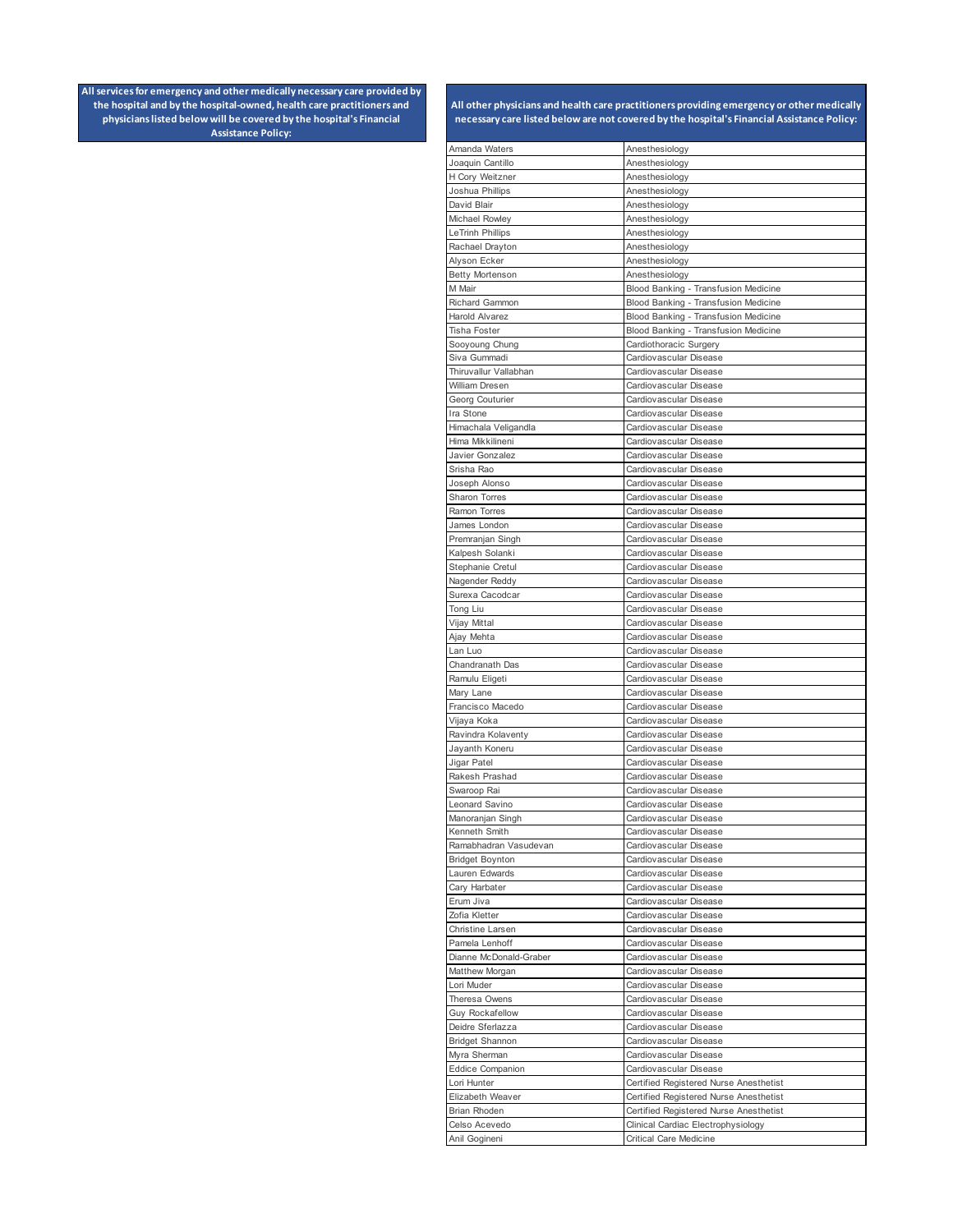| All services for emergency and other medically necessary care provided by the hospital and by the hospital-owned, health care practitioners and physicians listed below will be covered by the hospital's Financial Assistance Policy: |
| --- |

| All other physicians and health care practitioners providing emergency or other medically necessary care listed below are not covered by the hospital's Financial Assistance Policy: | |
| --- | --- |
| Amanda Waters | Anesthesiology |
| Joaquin Cantillo | Anesthesiology |
| H Cory Weitzner | Anesthesiology |
| Joshua Phillips | Anesthesiology |
| David Blair | Anesthesiology |
| Michael Rowley | Anesthesiology |
| LeTrinh Phillips | Anesthesiology |
| Rachael Drayton | Anesthesiology |
| Alyson Ecker | Anesthesiology |
| Betty Mortenson | Anesthesiology |
| M Mair | Blood Banking - Transfusion Medicine |
| Richard Gammon | Blood Banking - Transfusion Medicine |
| Harold Alvarez | Blood Banking - Transfusion Medicine |
| Tisha Foster | Blood Banking - Transfusion Medicine |
| Sooyoung Chung | Cardiothoracic Surgery |
| Siva Gummadi | Cardiovascular Disease |
| Thiruvallur Vallabhan | Cardiovascular Disease |
| William Dresen | Cardiovascular Disease |
| Georg Couturier | Cardiovascular Disease |
| Ira Stone | Cardiovascular Disease |
| Himachala Veligandla | Cardiovascular Disease |
| Hima Mikkilineni | Cardiovascular Disease |
| Javier Gonzalez | Cardiovascular Disease |
| Srisha Rao | Cardiovascular Disease |
| Joseph Alonso | Cardiovascular Disease |
| Sharon Torres | Cardiovascular Disease |
| Ramon Torres | Cardiovascular Disease |
| James London | Cardiovascular Disease |
| Premranjan Singh | Cardiovascular Disease |
| Kalpesh Solanki | Cardiovascular Disease |
| Stephanie Cretul | Cardiovascular Disease |
| Nagender Reddy | Cardiovascular Disease |
| Surexa Cacodcar | Cardiovascular Disease |
| Tong Liu | Cardiovascular Disease |
| Vijay Mittal | Cardiovascular Disease |
| Ajay Mehta | Cardiovascular Disease |
| Lan Luo | Cardiovascular Disease |
| Chandranath Das | Cardiovascular Disease |
| Ramulu Eligeti | Cardiovascular Disease |
| Mary Lane | Cardiovascular Disease |
| Francisco Macedo | Cardiovascular Disease |
| Vijaya Koka | Cardiovascular Disease |
| Ravindra Kolaventy | Cardiovascular Disease |
| Jayanth Koneru | Cardiovascular Disease |
| Jigar Patel | Cardiovascular Disease |
| Rakesh Prashad | Cardiovascular Disease |
| Swaroop Rai | Cardiovascular Disease |
| Leonard Savino | Cardiovascular Disease |
| Manoranjan Singh | Cardiovascular Disease |
| Kenneth Smith | Cardiovascular Disease |
| Ramabhadran Vasudevan | Cardiovascular Disease |
| Bridget Boynton | Cardiovascular Disease |
| Lauren Edwards | Cardiovascular Disease |
| Cary Harbater | Cardiovascular Disease |
| Erum Jiva | Cardiovascular Disease |
| Zofia Kletter | Cardiovascular Disease |
| Christine Larsen | Cardiovascular Disease |
| Pamela Lenhoff | Cardiovascular Disease |
| Dianne McDonald-Graber | Cardiovascular Disease |
| Matthew Morgan | Cardiovascular Disease |
| Lori Muder | Cardiovascular Disease |
| Theresa Owens | Cardiovascular Disease |
| Guy Rockafellow | Cardiovascular Disease |
| Deidre Sferlazza | Cardiovascular Disease |
| Bridget Shannon | Cardiovascular Disease |
| Myra Sherman | Cardiovascular Disease |
| Eddice Companion | Cardiovascular Disease |
| Lori Hunter | Certified Registered Nurse Anesthetist |
| Elizabeth Weaver | Certified Registered Nurse Anesthetist |
| Brian Rhoden | Certified Registered Nurse Anesthetist |
| Celso Acevedo | Clinical Cardiac Electrophysiology |
| Anil Gogineni | Critical Care Medicine |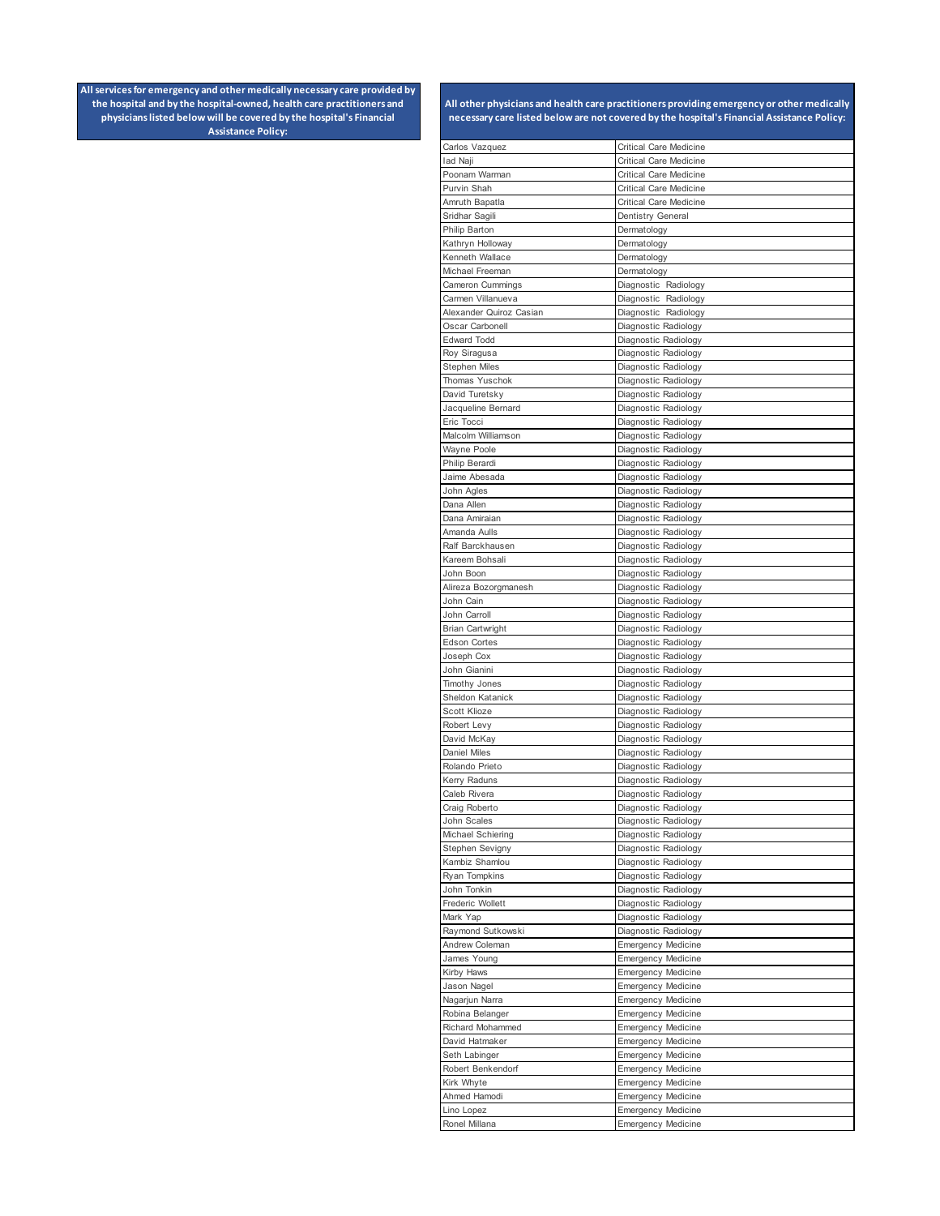| All services for emergency and other medically necessary care provided by the hospital and by the hospital-owned, health care practitioners and physicians listed below will be covered by the hospital's Financial Assistance Policy: |
| --- |

| All other physicians and health care practitioners providing emergency or other medically necessary care listed below are not covered by the hospital's Financial Assistance Policy: | |
| --- | --- |
| Carlos Vazquez | Critical Care Medicine |
| Iad Naji | Critical Care Medicine |
| Poonam Warman | Critical Care Medicine |
| Purvin Shah | Critical Care Medicine |
| Amruth Bapatla | Critical Care Medicine |
| Sridhar Sagili | Dentistry General |
| Philip Barton | Dermatology |
| Kathryn Holloway | Dermatology |
| Kenneth Wallace | Dermatology |
| Michael Freeman | Dermatology |
| Cameron Cummings | Diagnostic Radiology |
| Carmen Villanueva | Diagnostic Radiology |
| Alexander Quiroz Casian | Diagnostic Radiology |
| Oscar Carbonell | Diagnostic Radiology |
| Edward Todd | Diagnostic Radiology |
| Roy Siragusa | Diagnostic Radiology |
| Stephen Miles | Diagnostic Radiology |
| Thomas Yuschok | Diagnostic Radiology |
| David Turetsky | Diagnostic Radiology |
| Jacqueline Bernard | Diagnostic Radiology |
| Eric Tocci | Diagnostic Radiology |
| Malcolm Williamson | Diagnostic Radiology |
| Wayne Poole | Diagnostic Radiology |
| Philip Berardi | Diagnostic Radiology |
| Jaime Abesada | Diagnostic Radiology |
| John Agles | Diagnostic Radiology |
| Dana Allen | Diagnostic Radiology |
| Dana Amiraian | Diagnostic Radiology |
| Amanda Aulls | Diagnostic Radiology |
| Ralf Barckhausen | Diagnostic Radiology |
| Kareem Bohsali | Diagnostic Radiology |
| John Boon | Diagnostic Radiology |
| Alireza Bozorgmanesh | Diagnostic Radiology |
| John Cain | Diagnostic Radiology |
| John Carroll | Diagnostic Radiology |
| Brian Cartwright | Diagnostic Radiology |
| Edson Cortes | Diagnostic Radiology |
| Joseph Cox | Diagnostic Radiology |
| John Gianini | Diagnostic Radiology |
| Timothy Jones | Diagnostic Radiology |
| Sheldon Katanick | Diagnostic Radiology |
| Scott Klioze | Diagnostic Radiology |
| Robert Levy | Diagnostic Radiology |
| David McKay | Diagnostic Radiology |
| Daniel Miles | Diagnostic Radiology |
| Rolando Prieto | Diagnostic Radiology |
| Kerry Raduns | Diagnostic Radiology |
| Caleb Rivera | Diagnostic Radiology |
| Craig Roberto | Diagnostic Radiology |
| John Scales | Diagnostic Radiology |
| Michael Schiering | Diagnostic Radiology |
| Stephen Sevigny | Diagnostic Radiology |
| Kambiz Shamlou | Diagnostic Radiology |
| Ryan Tompkins | Diagnostic Radiology |
| John Tonkin | Diagnostic Radiology |
| Frederic Wollett | Diagnostic Radiology |
| Mark Yap | Diagnostic Radiology |
| Raymond Sutkowski | Diagnostic Radiology |
| Andrew Coleman | Emergency Medicine |
| James Young | Emergency Medicine |
| Kirby Haws | Emergency Medicine |
| Jason Nagel | Emergency Medicine |
| Nagarjun Narra | Emergency Medicine |
| Robina Belanger | Emergency Medicine |
| Richard Mohammed | Emergency Medicine |
| David Hatmaker | Emergency Medicine |
| Seth Labinger | Emergency Medicine |
| Robert Benkendorf | Emergency Medicine |
| Kirk Whyte | Emergency Medicine |
| Ahmed Hamodi | Emergency Medicine |
| Lino Lopez | Emergency Medicine |
| Ronel Millana | Emergency Medicine |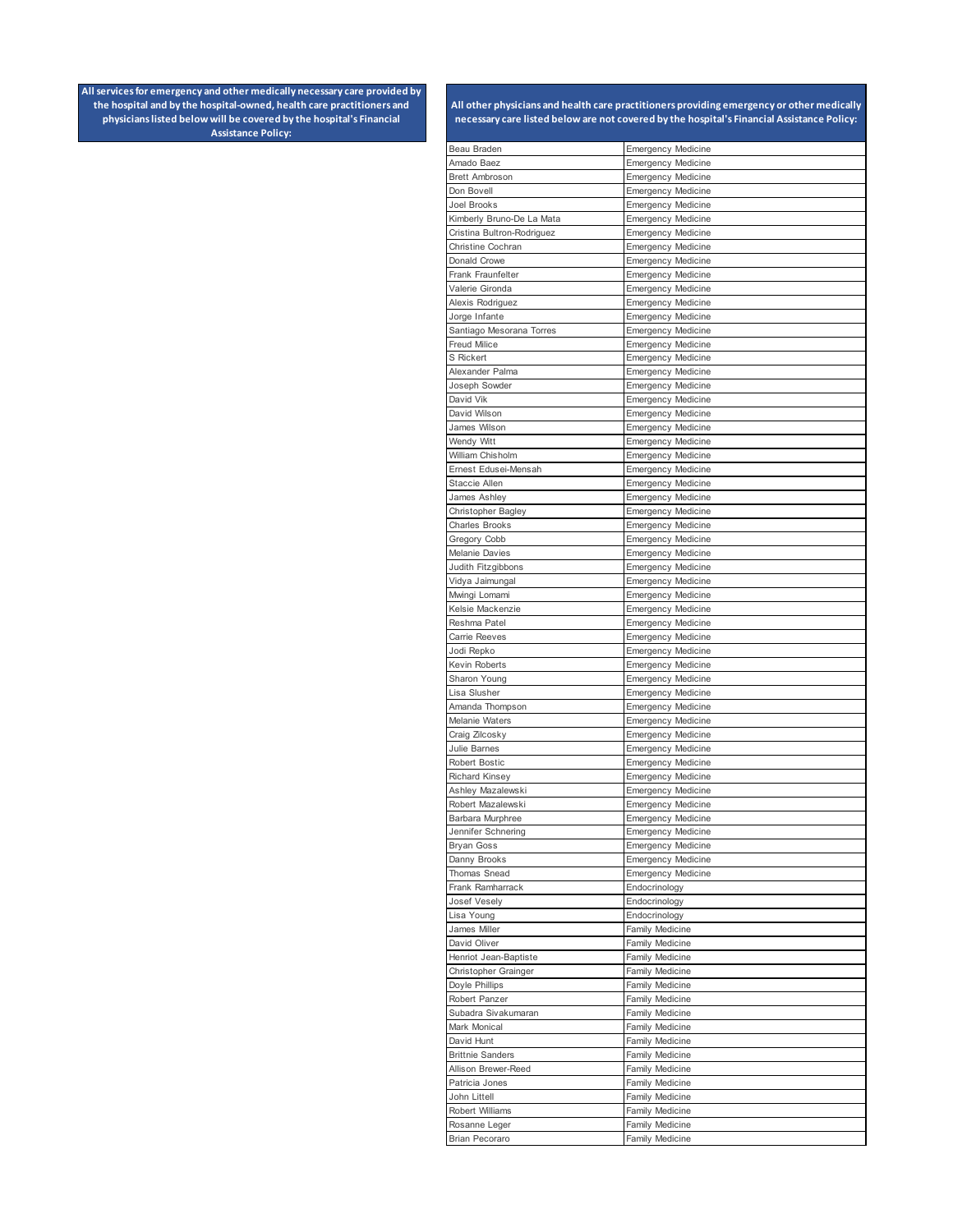| All services for emergency and other medically necessary care provided by the hospital and by the hospital-owned, health care practitioners and physicians listed below will be covered by the hospital's Financial Assistance Policy: |
|---|

| All other physicians and health care practitioners providing emergency or other medically necessary care listed below are not covered by the hospital's Financial Assistance Policy: | |
|---|---|
| Beau Braden | Emergency Medicine |
| Amado Baez | Emergency Medicine |
| Brett Ambroson | Emergency Medicine |
| Don Bovell | Emergency Medicine |
| Joel Brooks | Emergency Medicine |
| Kimberly Bruno-De La Mata | Emergency Medicine |
| Cristina Bultron-Rodriguez | Emergency Medicine |
| Christine Cochran | Emergency Medicine |
| Donald Crowe | Emergency Medicine |
| Frank Fraunfelter | Emergency Medicine |
| Valerie Gironda | Emergency Medicine |
| Alexis Rodriguez | Emergency Medicine |
| Jorge Infante | Emergency Medicine |
| Santiago Mesorana Torres | Emergency Medicine |
| Freud Milice | Emergency Medicine |
| S Rickert | Emergency Medicine |
| Alexander Palma | Emergency Medicine |
| Joseph Sowder | Emergency Medicine |
| David Vik | Emergency Medicine |
| David Wilson | Emergency Medicine |
| James Wilson | Emergency Medicine |
| Wendy Witt | Emergency Medicine |
| William Chisholm | Emergency Medicine |
| Ernest Edusei-Mensah | Emergency Medicine |
| Staccie Allen | Emergency Medicine |
| James Ashley | Emergency Medicine |
| Christopher Bagley | Emergency Medicine |
| Charles Brooks | Emergency Medicine |
| Gregory Cobb | Emergency Medicine |
| Melanie Davies | Emergency Medicine |
| Judith Fitzgibbons | Emergency Medicine |
| Vidya Jaimungal | Emergency Medicine |
| Mwingi Lomami | Emergency Medicine |
| Kelsie Mackenzie | Emergency Medicine |
| Reshma Patel | Emergency Medicine |
| Carrie Reeves | Emergency Medicine |
| Jodi Repko | Emergency Medicine |
| Kevin Roberts | Emergency Medicine |
| Sharon Young | Emergency Medicine |
| Lisa Slusher | Emergency Medicine |
| Amanda Thompson | Emergency Medicine |
| Melanie Waters | Emergency Medicine |
| Craig Zilcosky | Emergency Medicine |
| Julie Barnes | Emergency Medicine |
| Robert Bostic | Emergency Medicine |
| Richard Kinsey | Emergency Medicine |
| Ashley Mazalewski | Emergency Medicine |
| Robert Mazalewski | Emergency Medicine |
| Barbara Murphree | Emergency Medicine |
| Jennifer Schnering | Emergency Medicine |
| Bryan Goss | Emergency Medicine |
| Danny Brooks | Emergency Medicine |
| Thomas Snead | Emergency Medicine |
| Frank Ramharrack | Endocrinology |
| Josef Vesely | Endocrinology |
| Lisa Young | Endocrinology |
| James Miller | Family Medicine |
| David Oliver | Family Medicine |
| Henriot Jean-Baptiste | Family Medicine |
| Christopher Grainger | Family Medicine |
| Doyle Phillips | Family Medicine |
| Robert Panzer | Family Medicine |
| Subadra Sivakumaran | Family Medicine |
| Mark Monical | Family Medicine |
| David Hunt | Family Medicine |
| Brittnie Sanders | Family Medicine |
| Allison Brewer-Reed | Family Medicine |
| Patricia Jones | Family Medicine |
| John Littell | Family Medicine |
| Robert Williams | Family Medicine |
| Rosanne Leger | Family Medicine |
| Brian Pecoraro | Family Medicine |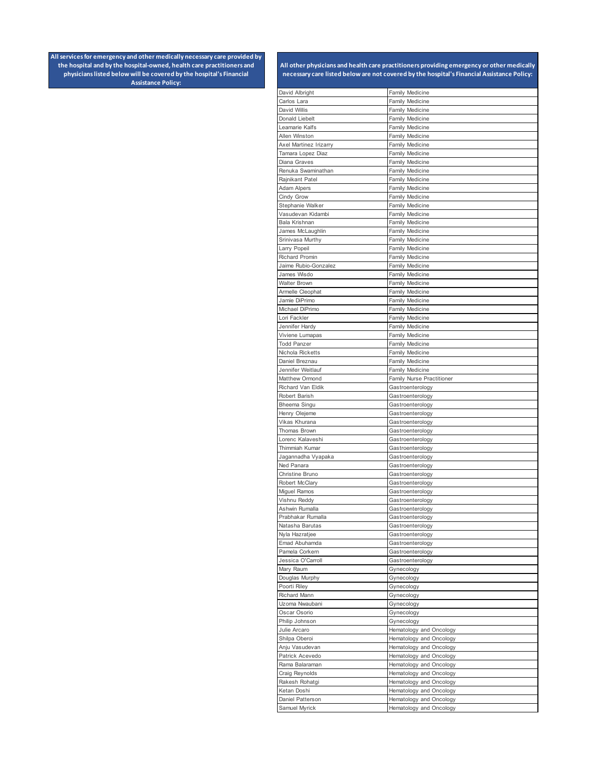| All services for emergency and other medically necessary care provided by the hospital and by the hospital-owned, health care practitioners and physicians listed below will be covered by the hospital's Financial Assistance Policy: |
|---|

| All other physicians and health care practitioners providing emergency or other medically necessary care listed below are not covered by the hospital's Financial Assistance Policy: | |
|---|---|
| David Albright | Family Medicine |
| Carlos Lara | Family Medicine |
| David Willis | Family Medicine |
| Donald Liebelt | Family Medicine |
| Leamarie Kalfs | Family Medicine |
| Allen Winston | Family Medicine |
| Axel Martinez Irizarry | Family Medicine |
| Tamara Lopez Diaz | Family Medicine |
| Diana Graves | Family Medicine |
| Renuka Swaminathan | Family Medicine |
| Rajnikant Patel | Family Medicine |
| Adam Alpers | Family Medicine |
| Cindy Grow | Family Medicine |
| Stephanie Walker | Family Medicine |
| Vasudevan Kidambi | Family Medicine |
| Bala Krishnan | Family Medicine |
| James McLaughlin | Family Medicine |
| Srinivasa Murthy | Family Medicine |
| Larry Popeil | Family Medicine |
| Richard Promin | Family Medicine |
| Jaime Rubio-Gonzalez | Family Medicine |
| James Wisdo | Family Medicine |
| Walter Brown | Family Medicine |
| Armelle Cleophat | Family Medicine |
| Jamie DiPrimo | Family Medicine |
| Michael DiPrimo | Family Medicine |
| Lori Fackler | Family Medicine |
| Jennifer Hardy | Family Medicine |
| Viviene Lumapas | Family Medicine |
| Todd Panzer | Family Medicine |
| Nichola Ricketts | Family Medicine |
| Daniel Breznau | Family Medicine |
| Jennifer Weitlauf | Family Medicine |
| Matthew Ormond | Family Nurse Practitioner |
| Richard Van Eldik | Gastroenterology |
| Robert Barish | Gastroenterology |
| Bheema Singu | Gastroenterology |
| Henry Olejeme | Gastroenterology |
| Vikas Khurana | Gastroenterology |
| Thomas Brown | Gastroenterology |
| Lorenc Kalaveshi | Gastroenterology |
| Thimmiah Kumar | Gastroenterology |
| Jagannadha Vyapaka | Gastroenterology |
| Ned Panara | Gastroenterology |
| Christine Bruno | Gastroenterology |
| Robert McClary | Gastroenterology |
| Miguel Ramos | Gastroenterology |
| Vishnu Reddy | Gastroenterology |
| Ashwin Rumalla | Gastroenterology |
| Prabhakar Rumalla | Gastroenterology |
| Natasha Barutas | Gastroenterology |
| Nyla Hazratjee | Gastroenterology |
| Emad Abuhamda | Gastroenterology |
| Pamela Corkern | Gastroenterology |
| Jessica O'Carroll | Gastroenterology |
| Mary Raum | Gynecology |
| Douglas Murphy | Gynecology |
| Poorti Riley | Gynecology |
| Richard Mann | Gynecology |
| Uzoma Nwaubani | Gynecology |
| Oscar Osorio | Gynecology |
| Philip Johnson | Gynecology |
| Julie Arcaro | Hematology and Oncology |
| Shilpa Oberoi | Hematology and Oncology |
| Anju Vasudevan | Hematology and Oncology |
| Patrick Acevedo | Hematology and Oncology |
| Rama Balaraman | Hematology and Oncology |
| Craig Reynolds | Hematology and Oncology |
| Rakesh Rohatgi | Hematology and Oncology |
| Ketan Doshi | Hematology and Oncology |
| Daniel Patterson | Hematology and Oncology |
| Samuel Myrick | Hematology and Oncology |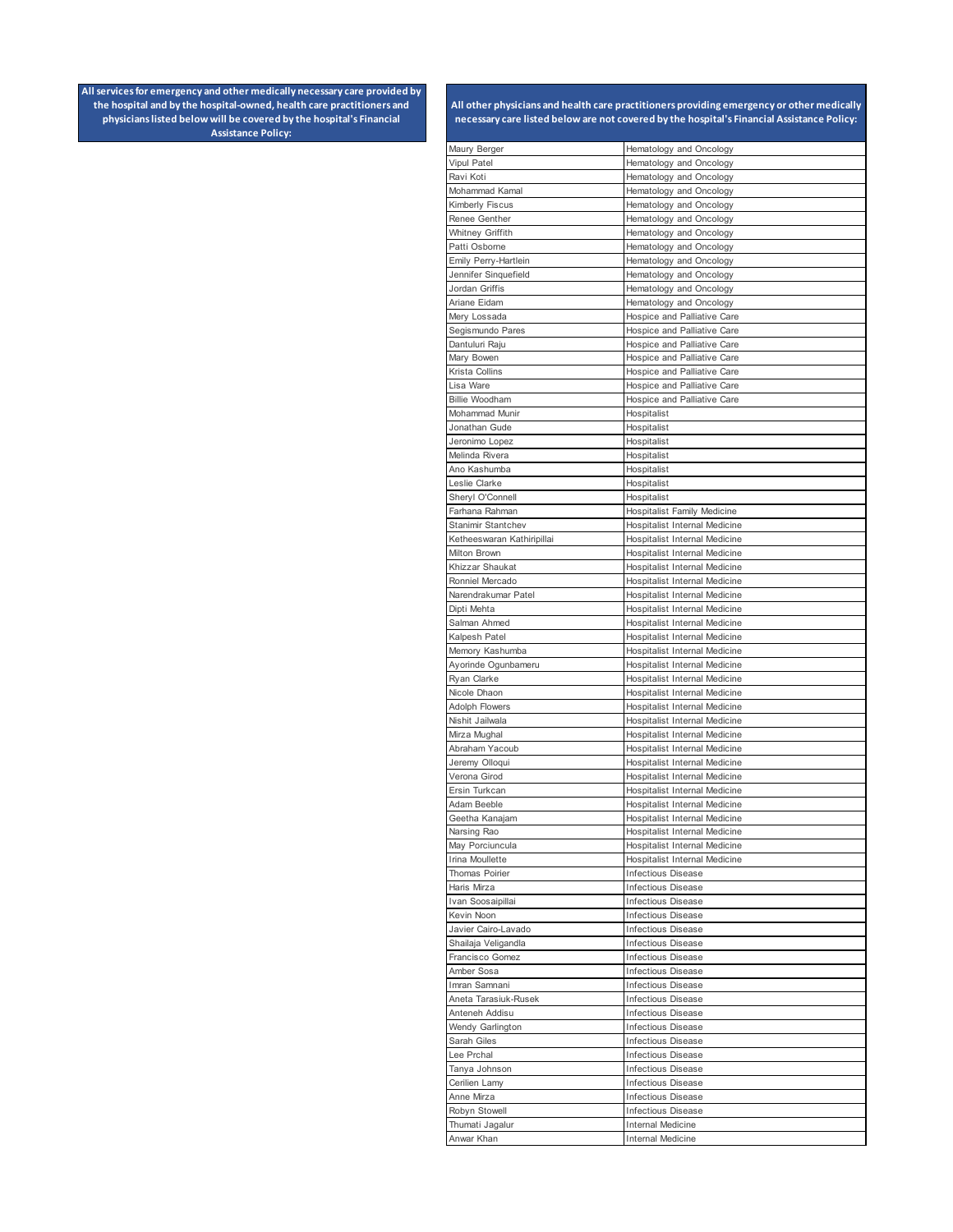| All services for emergency and other medically necessary care provided by the hospital and by the hospital-owned, health care practitioners and physicians listed below will be covered by the hospital's Financial Assistance Policy: |
|---|

| All other physicians and health care practitioners providing emergency or other medically necessary care listed below are not covered by the hospital's Financial Assistance Policy: | |
|---|---|
| Maury Berger | Hematology and Oncology |
| Vipul Patel | Hematology and Oncology |
| Ravi Koti | Hematology and Oncology |
| Mohammad Kamal | Hematology and Oncology |
| Kimberly Fiscus | Hematology and Oncology |
| Renee Genther | Hematology and Oncology |
| Whitney Griffith | Hematology and Oncology |
| Patti Osborne | Hematology and Oncology |
| Emily Perry-Hartlein | Hematology and Oncology |
| Jennifer Sinquefield | Hematology and Oncology |
| Jordan Griffis | Hematology and Oncology |
| Ariane Eidam | Hematology and Oncology |
| Mery Lossada | Hospice and Palliative Care |
| Segismundo Pares | Hospice and Palliative Care |
| Dantuluri Raju | Hospice and Palliative Care |
| Mary Bowen | Hospice and Palliative Care |
| Krista Collins | Hospice and Palliative Care |
| Lisa Ware | Hospice and Palliative Care |
| Billie Woodham | Hospice and Palliative Care |
| Mohammad Munir | Hospitalist |
| Jonathan Gude | Hospitalist |
| Jeronimo Lopez | Hospitalist |
| Melinda Rivera | Hospitalist |
| Ano Kashumba | Hospitalist |
| Leslie Clarke | Hospitalist |
| Sheryl O'Connell | Hospitalist |
| Farhana Rahman | Hospitalist Family Medicine |
| Stanimir Stantchev | Hospitalist Internal Medicine |
| Ketheeswaran Kathiripillai | Hospitalist Internal Medicine |
| Milton Brown | Hospitalist Internal Medicine |
| Khizzar Shaukat | Hospitalist Internal Medicine |
| Ronniel Mercado | Hospitalist Internal Medicine |
| Narendrakumar Patel | Hospitalist Internal Medicine |
| Dipti Mehta | Hospitalist Internal Medicine |
| Salman Ahmed | Hospitalist Internal Medicine |
| Kalpesh Patel | Hospitalist Internal Medicine |
| Memory Kashumba | Hospitalist Internal Medicine |
| Ayorinde Ogunbameru | Hospitalist Internal Medicine |
| Ryan Clarke | Hospitalist Internal Medicine |
| Nicole Dhaon | Hospitalist Internal Medicine |
| Adolph Flowers | Hospitalist Internal Medicine |
| Nishit Jailwala | Hospitalist Internal Medicine |
| Mirza Mughal | Hospitalist Internal Medicine |
| Abraham Yacoub | Hospitalist Internal Medicine |
| Jeremy Olloqui | Hospitalist Internal Medicine |
| Verona Girod | Hospitalist Internal Medicine |
| Ersin Turkcan | Hospitalist Internal Medicine |
| Adam Beeble | Hospitalist Internal Medicine |
| Geetha Kanajam | Hospitalist Internal Medicine |
| Narsing Rao | Hospitalist Internal Medicine |
| May Porciuncula | Hospitalist Internal Medicine |
| Irina Moullette | Hospitalist Internal Medicine |
| Thomas Poirier | Infectious Disease |
| Haris Mirza | Infectious Disease |
| Ivan Soosaipillai | Infectious Disease |
| Kevin Noon | Infectious Disease |
| Javier Cairo-Lavado | Infectious Disease |
| Shailaja Veligandla | Infectious Disease |
| Francisco Gomez | Infectious Disease |
| Amber Sosa | Infectious Disease |
| Imran Samnani | Infectious Disease |
| Aneta Tarasiuk-Rusek | Infectious Disease |
| Anteneh Addisu | Infectious Disease |
| Wendy Garlington | Infectious Disease |
| Sarah Giles | Infectious Disease |
| Lee Prchal | Infectious Disease |
| Tanya Johnson | Infectious Disease |
| Cerilien Lamy | Infectious Disease |
| Anne Mirza | Infectious Disease |
| Robyn Stowell | Infectious Disease |
| Thumati Jagalur | Internal Medicine |
| Anwar Khan | Internal Medicine |